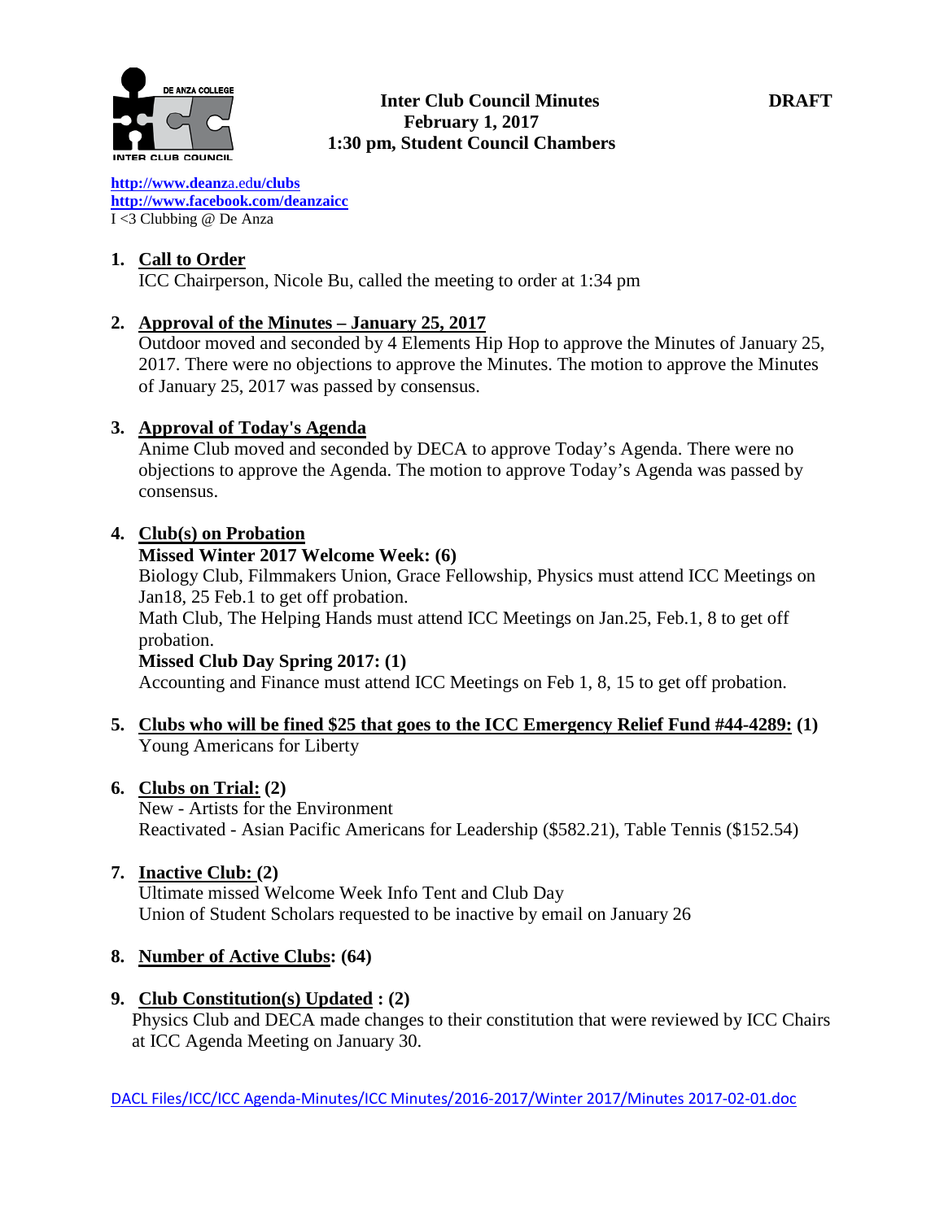**Inter Club Council Minutes** **DRAFT**
**February 1, 2017**
**1:30 pm, Student Council Chambers**

http://www.deanza.edu/clubs
http://www.facebook.com/deanzaicc
I <3 Clubbing @ De Anza

1. **Call to Order**
   ICC Chairperson, Nicole Bu, called the meeting to order at 1:34 pm

2. **Approval of the Minutes – January 25, 2017**
   Outdoor moved and seconded by 4 Elements Hip Hop to approve the Minutes of January 25, 2017. There were no objections to approve the Minutes. The motion to approve the Minutes of January 25, 2017 was passed by consensus.

3. **Approval of Today's Agenda**
   Anime Club moved and seconded by DECA to approve Today's Agenda. There were no objections to approve the Agenda. The motion to approve Today's Agenda was passed by consensus.

4. **Club(s) on Probation**
   **Missed Winter 2017 Welcome Week: (6)**
   Biology Club, Filmmakers Union, Grace Fellowship, Physics must attend ICC Meetings on Jan18, 25 Feb.1 to get off probation.
   Math Club, The Helping Hands must attend ICC Meetings on Jan.25, Feb.1, 8 to get off probation.
   **Missed Club Day Spring 2017: (1)**
   Accounting and Finance must attend ICC Meetings on Feb 1, 8, 15 to get off probation.

5. **Clubs who will be fined $25 that goes to the ICC Emergency Relief Fund #44-4289: (1)**
   Young Americans for Liberty

6. **Clubs on Trial: (2)**
   New - Artists for the Environment
   Reactivated - Asian Pacific Americans for Leadership ($582.21), Table Tennis ($152.54)

7. **Inactive Club: (2)**
   Ultimate missed Welcome Week Info Tent and Club Day
   Union of Student Scholars requested to be inactive by email on January 26

8. **Number of Active Clubs: (64)**

9. **Club Constitution(s) Updated : (2)**
   Physics Club and DECA made changes to their constitution that were reviewed by ICC Chairs at ICC Agenda Meeting on January 30.

DACL Files/ICC/ICC Agenda-Minutes/ICC Minutes/2016-2017/Winter 2017/Minutes 2017-02-01.doc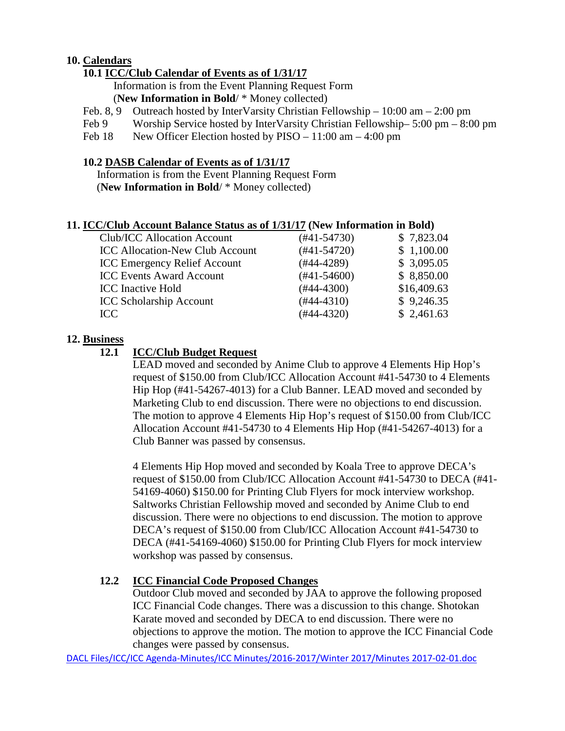## 10. Calendars

### 10.1 ICC/Club Calendar of Events as of 1/31/17

Information is from the Event Planning Request Form
(**New Information in Bold**/ * Money collected)

| | |
|---|---|
| Feb. 8, 9 | Outreach hosted by InterVarsity Christian Fellowship – 10:00 am – 2:00 pm |
| Feb 9 | Worship Service hosted by InterVarsity Christian Fellowship– 5:00 pm – 8:00 pm |
| Feb 18 | New Officer Election hosted by PISO – 11:00 am – 4:00 pm |

### 10.2 DASB Calendar of Events as of 1/31/17

Information is from the Event Planning Request Form
(**New Information in Bold**/ * Money collected)

## 11. ICC/Club Account Balance Status as of 1/31/17 (New Information in Bold)

| | | |
|---|---|---|
| Club/ICC Allocation Account | (#41-54730) | $ 7,823.04 |
| ICC Allocation-New Club Account | (#41-54720) | $ 1,100.00 |
| ICC Emergency Relief Account | (#44-4289) | $ 3,095.05 |
| ICC Events Award Account | (#41-54600) | $ 8,850.00 |
| ICC Inactive Hold | (#44-4300) | $16,409.63 |
| ICC Scholarship Account | (#44-4310) | $ 9,246.35 |
| ICC | (#44-4320) | $ 2,461.63 |

## 12. Business

### 12.1 ICC/Club Budget Request

LEAD moved and seconded by Anime Club to approve 4 Elements Hip Hop's request of $150.00 from Club/ICC Allocation Account #41-54730 to 4 Elements Hip Hop (#41-54267-4013) for a Club Banner. LEAD moved and seconded by Marketing Club to end discussion. There were no objections to end discussion. The motion to approve 4 Elements Hip Hop's request of $150.00 from Club/ICC Allocation Account #41-54730 to 4 Elements Hip Hop (#41-54267-4013) for a Club Banner was passed by consensus.

4 Elements Hip Hop moved and seconded by Koala Tree to approve DECA's request of $150.00 from Club/ICC Allocation Account #41-54730 to DECA (#41-54169-4060) $150.00 for Printing Club Flyers for mock interview workshop. Saltworks Christian Fellowship moved and seconded by Anime Club to end discussion. There were no objections to end discussion. The motion to approve DECA's request of $150.00 from Club/ICC Allocation Account #41-54730 to DECA (#41-54169-4060) $150.00 for Printing Club Flyers for mock interview workshop was passed by consensus.

### 12.2 ICC Financial Code Proposed Changes

Outdoor Club moved and seconded by JAA to approve the following proposed ICC Financial Code changes. There was a discussion to this change. Shotokan Karate moved and seconded by DECA to end discussion. There were no objections to approve the motion. The motion to approve the ICC Financial Code changes were passed by consensus.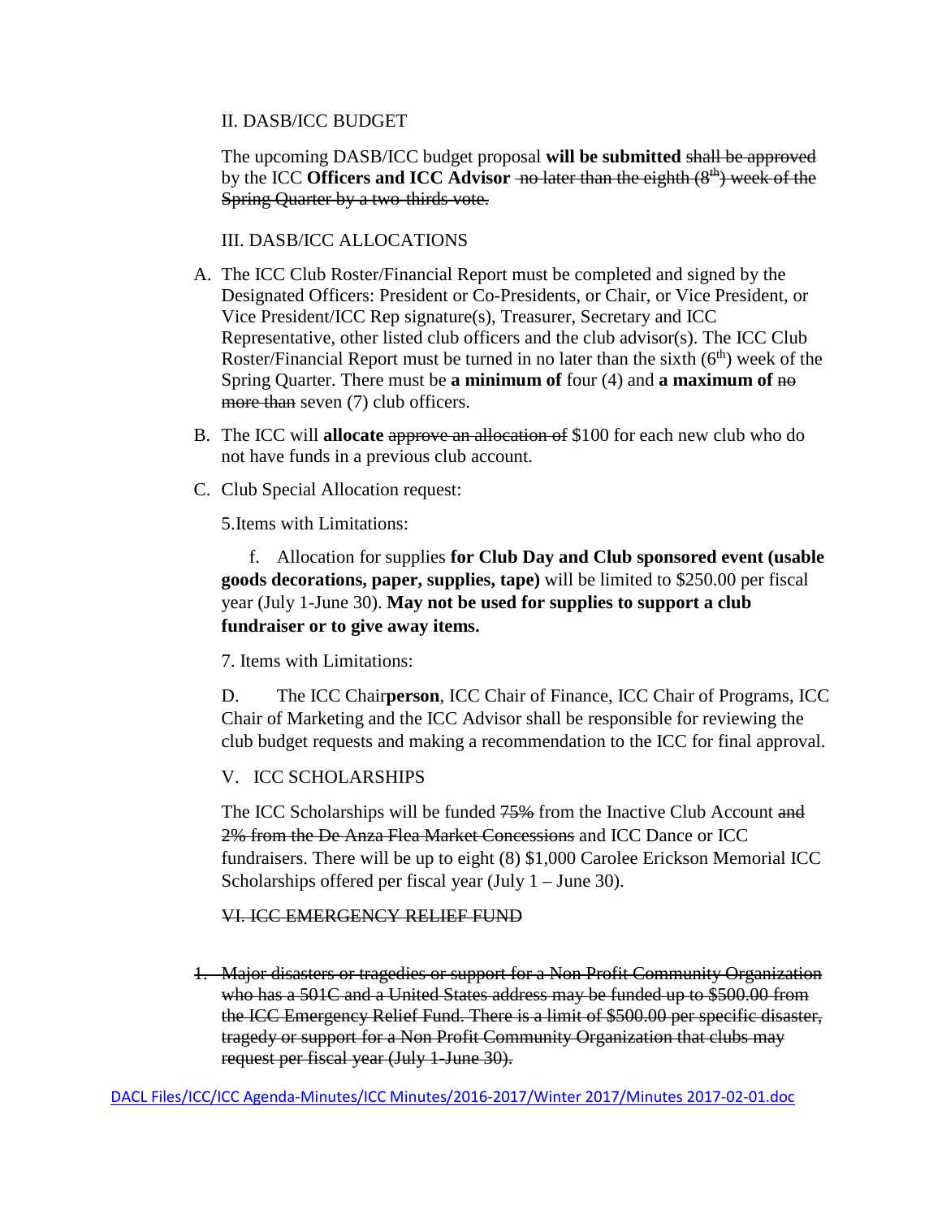II. DASB/ICC BUDGET

The upcoming DASB/ICC budget proposal **will be submitted** ~~shall be approved~~ by the ICC **Officers and ICC Advisor** ~~no later than the eighth (8th) week of the Spring Quarter by a two-thirds vote.~~

III. DASB/ICC ALLOCATIONS

A. The ICC Club Roster/Financial Report must be completed and signed by the Designated Officers: President or Co-Presidents, or Chair, or Vice President, or Vice President/ICC Rep signature(s), Treasurer, Secretary and ICC Representative, other listed club officers and the club advisor(s). The ICC Club Roster/Financial Report must be turned in no later than the sixth (6th) week of the Spring Quarter. There must be **a minimum of** four (4) and **a maximum of** ~~no more than~~ seven (7) club officers.

B. The ICC will **allocate** ~~approve an allocation of~~ $100 for each new club who do not have funds in a previous club account.

C. Club Special Allocation request:

5.Items with Limitations:

f. Allocation for supplies **for Club Day and Club sponsored event (usable goods decorations, paper, supplies, tape)** will be limited to $250.00 per fiscal year (July 1-June 30). **May not be used for supplies to support a club fundraiser or to give away items.**

7. Items with Limitations:

D. The ICC Chair**person**, ICC Chair of Finance, ICC Chair of Programs, ICC Chair of Marketing and the ICC Advisor shall be responsible for reviewing the club budget requests and making a recommendation to the ICC for final approval.

V. ICC SCHOLARSHIPS

The ICC Scholarships will be funded ~~75%~~ from the Inactive Club Account ~~and 2% from the De Anza Flea Market Concessions~~ and ICC Dance or ICC fundraisers. There will be up to eight (8) $1,000 Carolee Erickson Memorial ICC Scholarships offered per fiscal year (July 1 – June 30).

~~VI. ICC EMERGENCY RELIEF FUND~~

1. ~~Major disasters or tragedies or support for a Non Profit Community Organization who has a 501C and a United States address may be funded up to $500.00 from the ICC Emergency Relief Fund. There is a limit of $500.00 per specific disaster, tragedy or support for a Non Profit Community Organization that clubs may request per fiscal year (July 1-June 30).~~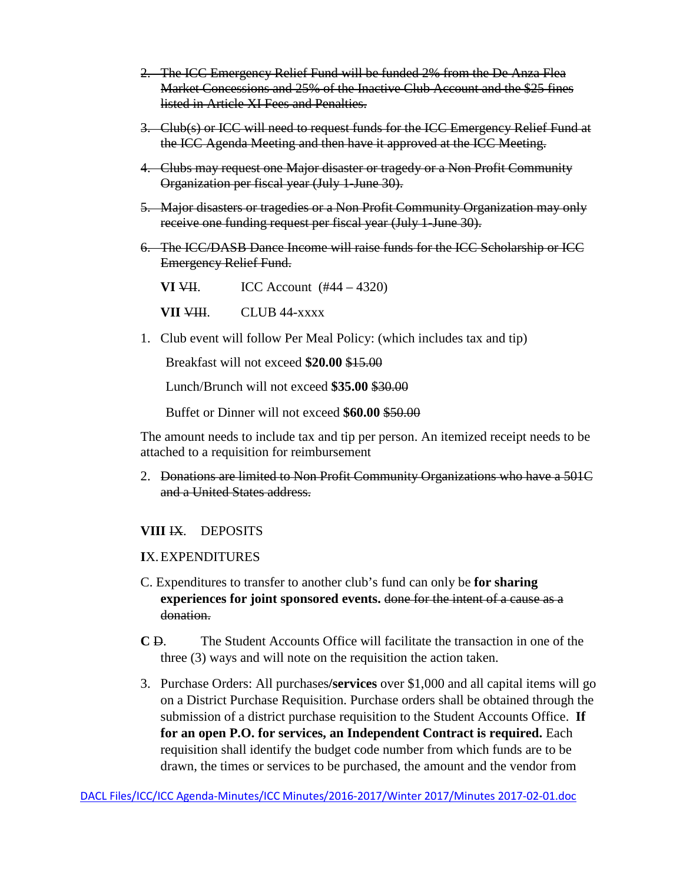2. ~~The ICC Emergency Relief Fund will be funded 2% from the De Anza Flea Market Concessions and 25% of the Inactive Club Account and the $25 fines listed in Article XI Fees and Penalties.~~

3. ~~Club(s) or ICC will need to request funds for the ICC Emergency Relief Fund at the ICC Agenda Meeting and then have it approved at the ICC Meeting.~~

4. ~~Clubs may request one Major disaster or tragedy or a Non Profit Community Organization per fiscal year (July 1-June 30).~~

5. ~~Major disasters or tragedies or a Non Profit Community Organization may only receive one funding request per fiscal year (July 1-June 30).~~

6. ~~The ICC/DASB Dance Income will raise funds for the ICC Scholarship or ICC Emergency Relief Fund.~~

**VI** ~~VII~~. ICC Account (#44 – 4320)

**VII** ~~VIII~~. CLUB 44-xxxx

1. Club event will follow Per Meal Policy: (which includes tax and tip)

   Breakfast will not exceed **$20.00** ~~$15.00~~

   Lunch/Brunch will not exceed **$35.00** ~~$30.00~~

   Buffet or Dinner will not exceed **$60.00** ~~$50.00~~

The amount needs to include tax and tip per person. An itemized receipt needs to be attached to a requisition for reimbursement

2. ~~Donations are limited to Non Profit Community Organizations who have a 501C and a United States address.~~

**VIII** ~~IX~~. DEPOSITS

**I**X. EXPENDITURES

C. Expenditures to transfer to another club's fund can only be **for sharing experiences for joint sponsored events.** ~~done for the intent of a cause as a donation.~~

**C** ~~D~~. The Student Accounts Office will facilitate the transaction in one of the three (3) ways and will note on the requisition the action taken.

3. Purchase Orders: All purchases**/services** over $1,000 and all capital items will go on a District Purchase Requisition. Purchase orders shall be obtained through the submission of a district purchase requisition to the Student Accounts Office. **If for an open P.O. for services, an Independent Contract is required.** Each requisition shall identify the budget code number from which funds are to be drawn, the times or services to be purchased, the amount and the vendor from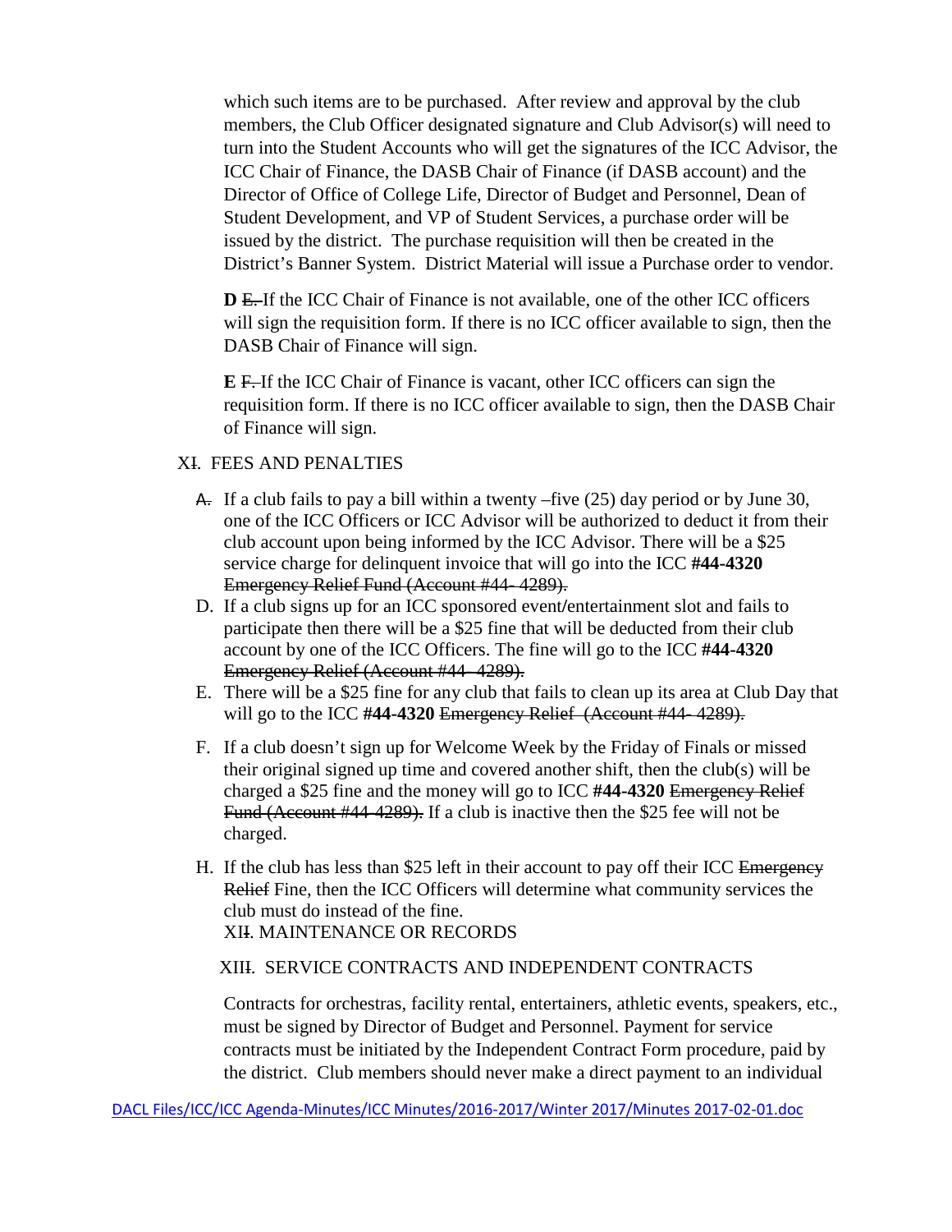which such items are to be purchased. After review and approval by the club members, the Club Officer designated signature and Club Advisor(s) will need to turn into the Student Accounts who will get the signatures of the ICC Advisor, the ICC Chair of Finance, the DASB Chair of Finance (if DASB account) and the Director of Office of College Life, Director of Budget and Personnel, Dean of Student Development, and VP of Student Services, a purchase order will be issued by the district. The purchase requisition will then be created in the District's Banner System. District Material will issue a Purchase order to vendor.

**D** ~~E.~~ If the ICC Chair of Finance is not available, one of the other ICC officers will sign the requisition form. If there is no ICC officer available to sign, then the DASB Chair of Finance will sign.

**E** ~~F.~~ If the ICC Chair of Finance is vacant, other ICC officers can sign the requisition form. If there is no ICC officer available to sign, then the DASB Chair of Finance will sign.

XI~~I~~. FEES AND PENALTIES

~~A.~~ If a club fails to pay a bill within a twenty –five (25) day period or by June 30, one of the ICC Officers or ICC Advisor will be authorized to deduct it from their club account upon being informed by the ICC Advisor. There will be a $25 service charge for delinquent invoice that will go into the ICC **#44-4320** ~~Emergency Relief Fund (Account #44- 4289).~~

D. If a club signs up for an ICC sponsored event/entertainment slot and fails to participate then there will be a $25 fine that will be deducted from their club account by one of the ICC Officers. The fine will go to the ICC **#44-4320** ~~Emergency Relief (Account #44- 4289).~~

E. There will be a $25 fine for any club that fails to clean up its area at Club Day that will go to the ICC **#44-4320** ~~Emergency Relief (Account #44- 4289).~~

F. If a club doesn't sign up for Welcome Week by the Friday of Finals or missed their original signed up time and covered another shift, then the club(s) will be charged a $25 fine and the money will go to ICC **#44-4320** ~~Emergency Relief Fund (Account #44-4289).~~ If a club is inactive then the $25 fee will not be charged.

H. If the club has less than $25 left in their account to pay off their ICC ~~Emergency Relief~~ Fine, then the ICC Officers will determine what community services the club must do instead of the fine.

XI~~I~~. MAINTENANCE OR RECORDS

XII~~I~~. SERVICE CONTRACTS AND INDEPENDENT CONTRACTS

Contracts for orchestras, facility rental, entertainers, athletic events, speakers, etc., must be signed by Director of Budget and Personnel. Payment for service contracts must be initiated by the Independent Contract Form procedure, paid by the district. Club members should never make a direct payment to an individual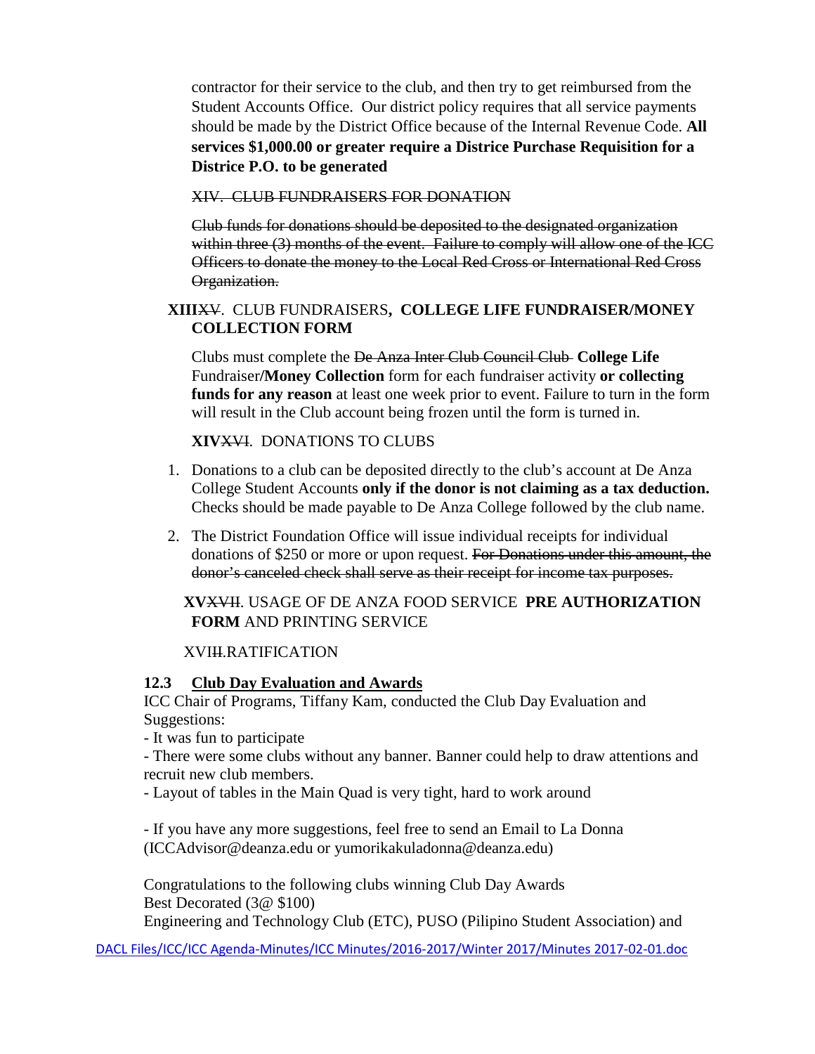contractor for their service to the club, and then try to get reimbursed from the Student Accounts Office. Our district policy requires that all service payments should be made by the District Office because of the Internal Revenue Code. **All services $1,000.00 or greater require a Districe Purchase Requisition for a District P.O. to be generated**

~~XIV. CLUB FUNDRAISERS FOR DONATION~~

~~Club funds for donations should be deposited to the designated organization within three (3) months of the event. Failure to comply will allow one of the ICC Officers to donate the money to the Local Red Cross or International Red Cross Organization.~~

**XIII**~~XV~~. CLUB FUNDRAISERS**, COLLEGE LIFE FUNDRAISER/MONEY COLLECTION FORM**

Clubs must complete the ~~De Anza Inter Club Council Club~~ **College Life** Fundraiser**/Money Collection** form for each fundraiser activity **or collecting funds for any reason** at least one week prior to event. Failure to turn in the form will result in the Club account being frozen until the form is turned in.

**XIV**~~XVI~~. DONATIONS TO CLUBS

1. Donations to a club can be deposited directly to the club's account at De Anza College Student Accounts **only if the donor is not claiming as a tax deduction.** Checks should be made payable to De Anza College followed by the club name.
2. The District Foundation Office will issue individual receipts for individual donations of $250 or more or upon request. ~~For Donations under this amount, the donor's canceled check shall serve as their receipt for income tax purposes.~~

**XV**~~XVII~~. USAGE OF DE ANZA FOOD SERVICE **PRE AUTHORIZATION FORM** AND PRINTING SERVICE

XVI~~II~~.RATIFICATION

**12.3 <u>Club Day Evaluation and Awards</u>**

ICC Chair of Programs, Tiffany Kam, conducted the Club Day Evaluation and Suggestions:

- It was fun to participate
- There were some clubs without any banner. Banner could help to draw attentions and recruit new club members.
- Layout of tables in the Main Quad is very tight, hard to work around

- If you have any more suggestions, feel free to send an Email to La Donna (ICCAdvisor@deanza.edu or yumorikakuladonna@deanza.edu)

Congratulations to the following clubs winning Club Day Awards
Best Decorated (3@ $100)
Engineering and Technology Club (ETC), PUSO (Pilipino Student Association) and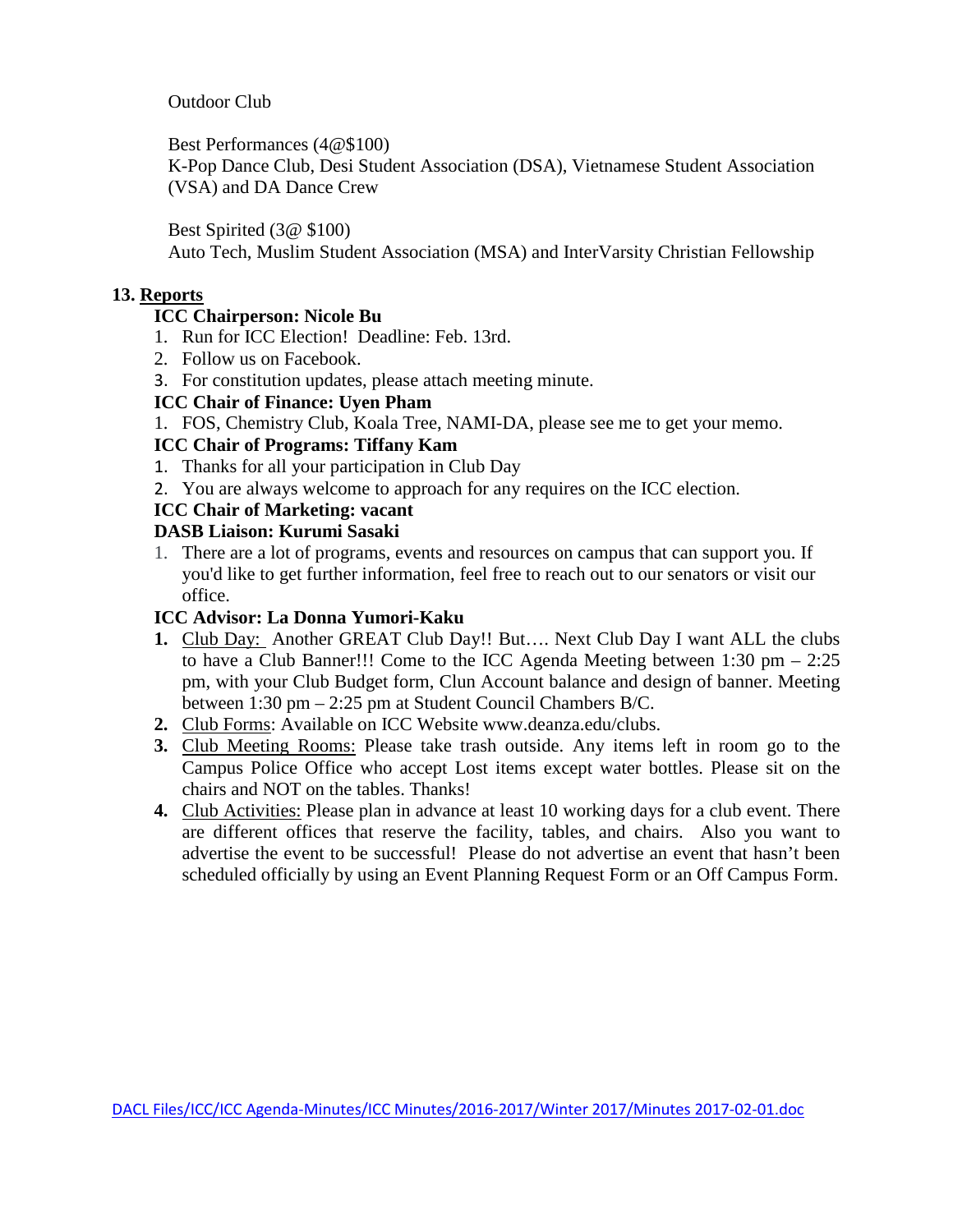Outdoor Club

Best Performances (4@$100)
K-Pop Dance Club, Desi Student Association (DSA), Vietnamese Student Association (VSA) and DA Dance Crew

Best Spirited (3@ $100)
Auto Tech, Muslim Student Association (MSA) and InterVarsity Christian Fellowship

**13. Reports**

**ICC Chairperson: Nicole Bu**

1. Run for ICC Election! Deadline: Feb. 13rd.
2. Follow us on Facebook.
3. For constitution updates, please attach meeting minute.

**ICC Chair of Finance: Uyen Pham**

1. FOS, Chemistry Club, Koala Tree, NAMI-DA, please see me to get your memo.

**ICC Chair of Programs: Tiffany Kam**

1. Thanks for all your participation in Club Day
2. You are always welcome to approach for any requires on the ICC election.

**ICC Chair of Marketing: vacant**

**DASB Liaison: Kurumi Sasaki**

1. There are a lot of programs, events and resources on campus that can support you. If you'd like to get further information, feel free to reach out to our senators or visit our office.

**ICC Advisor: La Donna Yumori-Kaku**

1. Club Day: Another GREAT Club Day!! But…. Next Club Day I want ALL the clubs to have a Club Banner!!! Come to the ICC Agenda Meeting between 1:30 pm – 2:25 pm, with your Club Budget form, Clun Account balance and design of banner. Meeting between 1:30 pm – 2:25 pm at Student Council Chambers B/C.
2. Club Forms: Available on ICC Website www.deanza.edu/clubs.
3. Club Meeting Rooms: Please take trash outside. Any items left in room go to the Campus Police Office who accept Lost items except water bottles. Please sit on the chairs and NOT on the tables. Thanks!
4. Club Activities: Please plan in advance at least 10 working days for a club event. There are different offices that reserve the facility, tables, and chairs. Also you want to advertise the event to be successful! Please do not advertise an event that hasn't been scheduled officially by using an Event Planning Request Form or an Off Campus Form.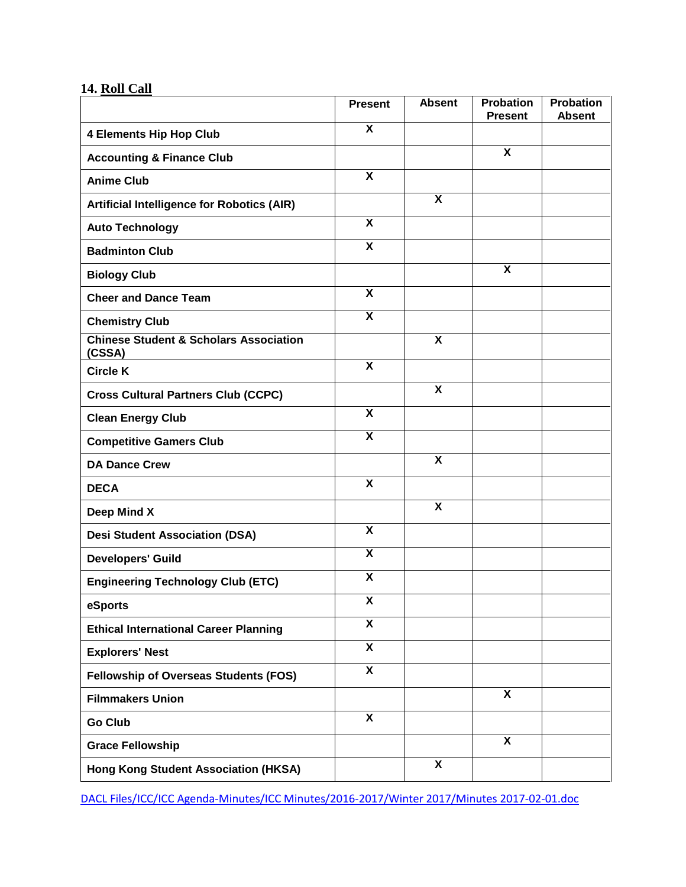## 14. Roll Call

| | Present | Absent | Probation Present | Probation Absent |
|---|---|---|---|---|
| 4 Elements Hip Hop Club | X | | | |
| Accounting & Finance Club | | | X | |
| Anime Club | X | | | |
| Artificial Intelligence for Robotics (AIR) | | X | | |
| Auto Technology | X | | | |
| Badminton Club | X | | | |
| Biology Club | | | X | |
| Cheer and Dance Team | X | | | |
| Chemistry Club | X | | | |
| Chinese Student & Scholars Association (CSSA) | | X | | |
| Circle K | X | | | |
| Cross Cultural Partners Club (CCPC) | | X | | |
| Clean Energy Club | X | | | |
| Competitive Gamers Club | X | | | |
| DA Dance Crew | | X | | |
| DECA | X | | | |
| Deep Mind X | | X | | |
| Desi Student Association (DSA) | X | | | |
| Developers' Guild | X | | | |
| Engineering Technology Club (ETC) | X | | | |
| eSports | X | | | |
| Ethical International Career Planning | X | | | |
| Explorers' Nest | X | | | |
| Fellowship of Overseas Students (FOS) | X | | | |
| Filmmakers Union | | | X | |
| Go Club | X | | | |
| Grace Fellowship | | | X | |
| Hong Kong Student Association (HKSA) | | X | | |

DACL Files/ICC/ICC Agenda-Minutes/ICC Minutes/2016-2017/Winter 2017/Minutes 2017-02-01.doc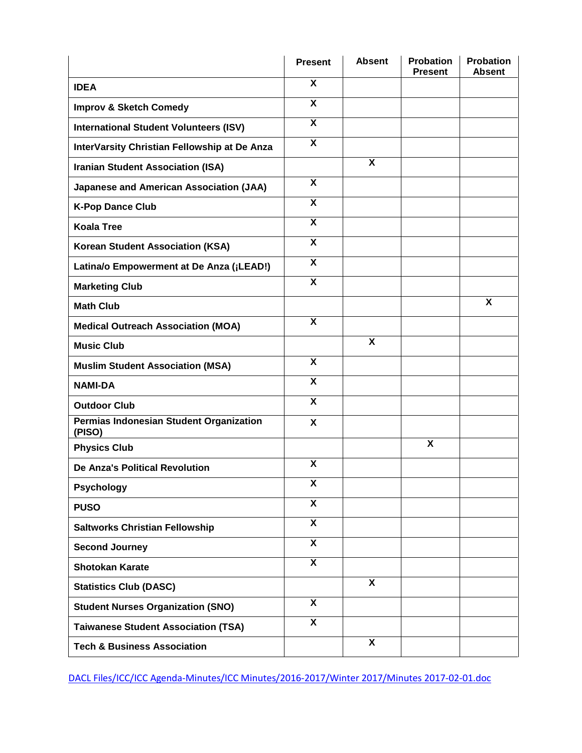| | Present | Absent | Probation Present | Probation Absent |
|---|---|---|---|---|
| **IDEA** | X | | | |
| **Improv & Sketch Comedy** | X | | | |
| **International Student Volunteers (ISV)** | X | | | |
| **InterVarsity Christian Fellowship at De Anza** | X | | | |
| **Iranian Student Association (ISA)** | | X | | |
| **Japanese and American Association (JAA)** | X | | | |
| **K-Pop Dance Club** | X | | | |
| **Koala Tree** | X | | | |
| **Korean Student Association (KSA)** | X | | | |
| **Latina/o Empowerment at De Anza (¡LEAD!)** | X | | | |
| **Marketing Club** | X | | | |
| **Math Club** | | | | X |
| **Medical Outreach Association (MOA)** | X | | | |
| **Music Club** | | X | | |
| **Muslim Student Association (MSA)** | X | | | |
| **NAMI-DA** | X | | | |
| **Outdoor Club** | X | | | |
| **Permias Indonesian Student Organization (PISO)** | X | | | |
| **Physics Club** | | | X | |
| **De Anza's Political Revolution** | X | | | |
| **Psychology** | X | | | |
| **PUSO** | X | | | |
| **Saltworks Christian Fellowship** | X | | | |
| **Second Journey** | X | | | |
| **Shotokan Karate** | X | | | |
| **Statistics Club (DASC)** | | X | | |
| **Student Nurses Organization (SNO)** | X | | | |
| **Taiwanese Student Association (TSA)** | X | | | |
| **Tech & Business Association** | | X | | |

DACL Files/ICC/ICC Agenda-Minutes/ICC Minutes/2016-2017/Winter 2017/Minutes 2017-02-01.doc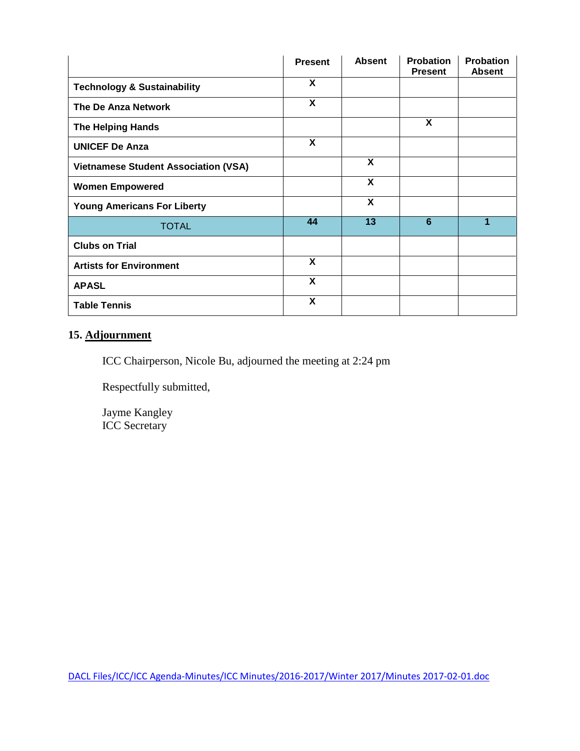| | Present | Absent | Probation Present | Probation Absent |
|---|---|---|---|---|
| **Technology & Sustainability** | X | | | |
| **The De Anza Network** | X | | | |
| **The Helping Hands** | | | X | |
| **UNICEF De Anza** | X | | | |
| **Vietnamese Student Association (VSA)** | | X | | |
| **Women Empowered** | | X | | |
| **Young Americans For Liberty** | | X | | |
| TOTAL | 44 | 13 | 6 | 1 |
| **Clubs on Trial** | | | | |
| **Artists for Environment** | X | | | |
| **APASL** | X | | | |
| **Table Tennis** | X | | | |

## 15. Adjournment

ICC Chairperson, Nicole Bu, adjourned the meeting at 2:24 pm

Respectfully submitted,

Jayme Kangley
ICC Secretary

DACL Files/ICC/ICC Agenda-Minutes/ICC Minutes/2016-2017/Winter 2017/Minutes 2017-02-01.doc